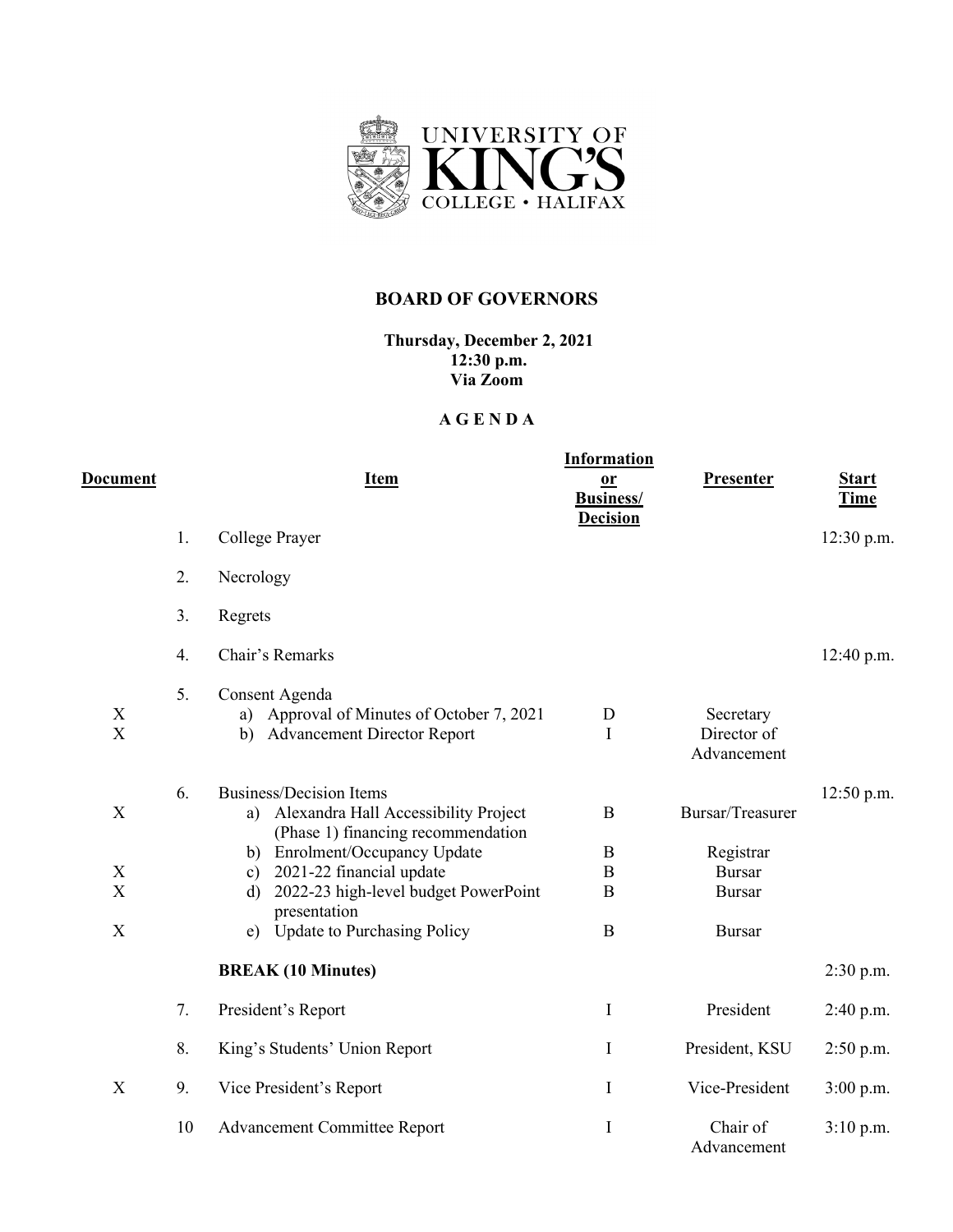UNIVERSITY OF KING'S COLLEGE • HALIFAX

# BOARD OF GOVERNORS

**Thursday, December 2, 2021**
**12:30 p.m.**
**Via Zoom**

## A G E N D A

| Document | | Item | Information or Business/ Decision | Presenter | Start Time |
|---|---|---|---|---|---|
| | 1. | College Prayer | | | 12:30 p.m. |
| | 2. | Necrology | | | |
| | 3. | Regrets | | | |
| | 4. | Chair's Remarks | | | 12:40 p.m. |
| | 5. | Consent Agenda | | | |
| X | | a) Approval of Minutes of October 7, 2021 | D | Secretary | |
| X | | b) Advancement Director Report | I | Director of Advancement | |
| | 6. | Business/Decision Items | | | 12:50 p.m. |
| X | | a) Alexandra Hall Accessibility Project (Phase 1) financing recommendation | B | Bursar/Treasurer | |
| | | b) Enrolment/Occupancy Update | B | Registrar | |
| X | | c) 2021-22 financial update | B | Bursar | |
| X | | d) 2022-23 high-level budget PowerPoint presentation | B | Bursar | |
| X | | e) Update to Purchasing Policy | B | Bursar | |
| | | **BREAK (10 Minutes)** | | | 2:30 p.m. |
| | 7. | President's Report | I | President | 2:40 p.m. |
| | 8. | King's Students' Union Report | I | President, KSU | 2:50 p.m. |
| X | 9. | Vice President's Report | I | Vice-President | 3:00 p.m. |
| | 10 | Advancement Committee Report | I | Chair of Advancement | 3:10 p.m. |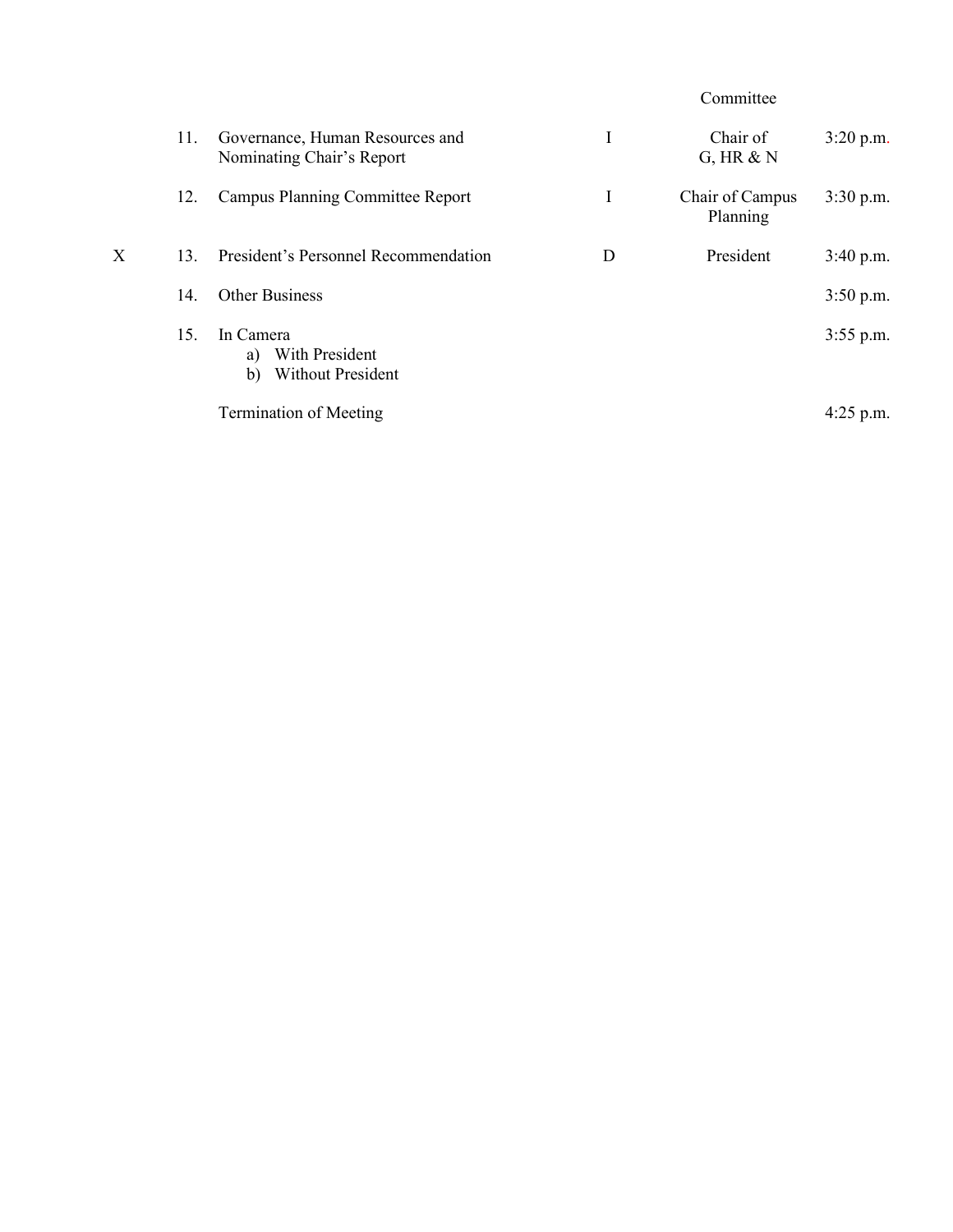| | | | | | |
|---|---|---|---|---|---|
| | | | | Committee | |
| | 11. | Governance, Human Resources and Nominating Chair's Report | I | Chair of G, HR & N | 3:20 p.m. |
| | 12. | Campus Planning Committee Report | I | Chair of Campus Planning | 3:30 p.m. |
| X | 13. | President's Personnel Recommendation | D | President | 3:40 p.m. |
| | 14. | Other Business | | | 3:50 p.m. |
| | 15. | In Camera<br>a) With President<br>b) Without President | | | 3:55 p.m. |
| | | Termination of Meeting | | | 4:25 p.m. |